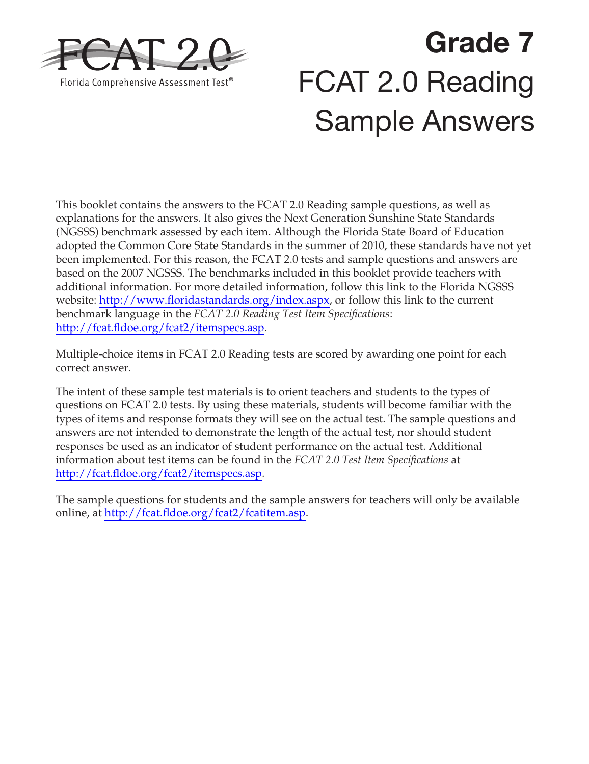FCAT 2.0

Florida Comprehensive Assessment Test®

# Grade 7
# FCAT 2.0 Reading Sample Answers

This booklet contains the answers to the FCAT 2.0 Reading sample questions, as well as explanations for the answers. It also gives the Next Generation Sunshine State Standards (NGSSS) benchmark assessed by each item. Although the Florida State Board of Education adopted the Common Core State Standards in the summer of 2010, these standards have not yet been implemented. For this reason, the FCAT 2.0 tests and sample questions and answers are based on the 2007 NGSSS. The benchmarks included in this booklet provide teachers with additional information. For more detailed information, follow this link to the Florida NGSSS website: http://www.floridastandards.org/index.aspx, or follow this link to the current benchmark language in the *FCAT 2.0 Reading Test Item Specifications*: http://fcat.fldoe.org/fcat2/itemspecs.asp.

Multiple-choice items in FCAT 2.0 Reading tests are scored by awarding one point for each correct answer.

The intent of these sample test materials is to orient teachers and students to the types of questions on FCAT 2.0 tests. By using these materials, students will become familiar with the types of items and response formats they will see on the actual test. The sample questions and answers are not intended to demonstrate the length of the actual test, nor should student responses be used as an indicator of student performance on the actual test. Additional information about test items can be found in the *FCAT 2.0 Test Item Specifications* at http://fcat.fldoe.org/fcat2/itemspecs.asp.

The sample questions for students and the sample answers for teachers will only be available online, at http://fcat.fldoe.org/fcat2/fcatitem.asp.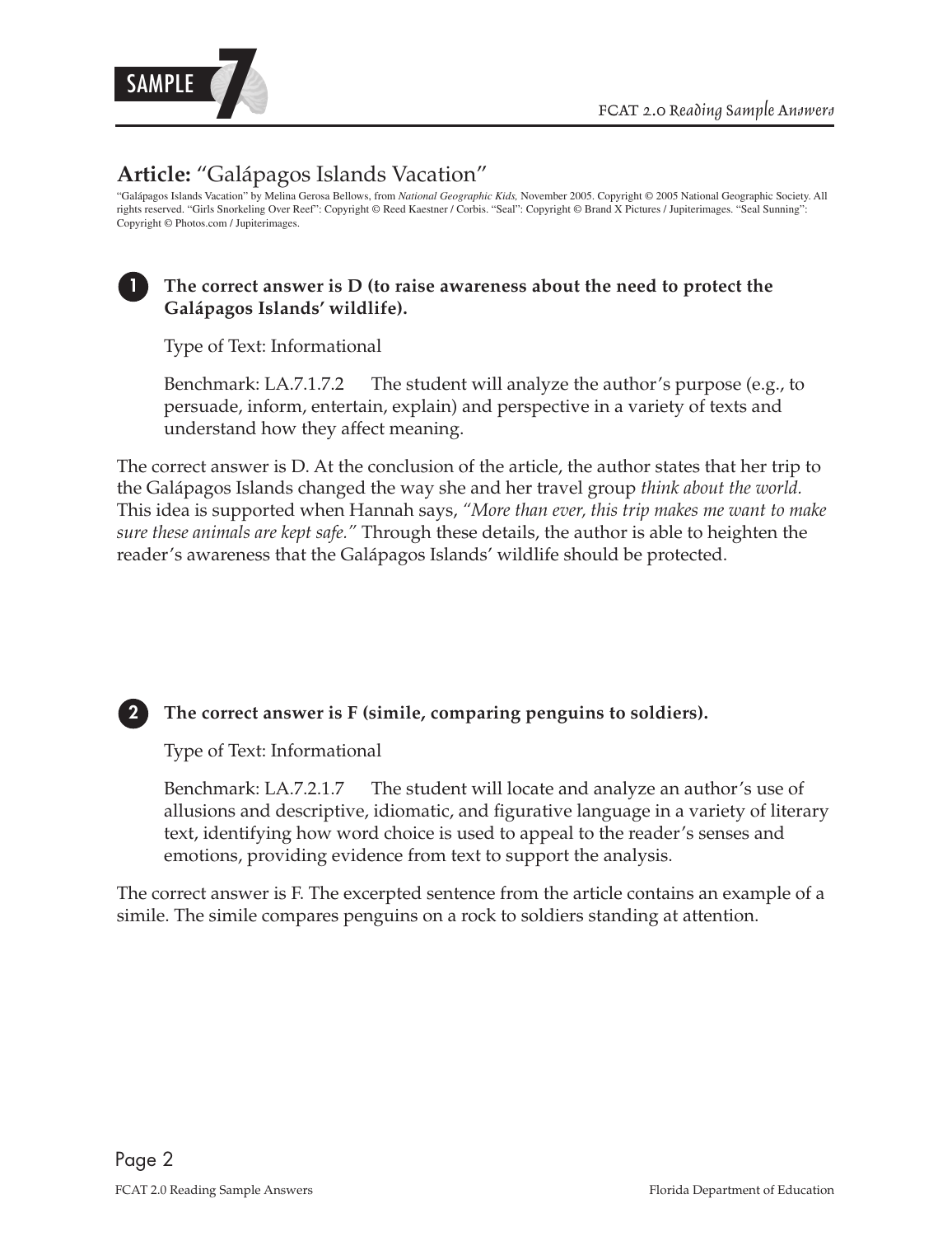**Article:** "Galápagos Islands Vacation"

"Galápagos Islands Vacation" by Melina Gerosa Bellows, from *National Geographic Kids,* November 2005. Copyright © 2005 National Geographic Society. All rights reserved. "Girls Snorkeling Over Reef": Copyright © Reed Kaestner / Corbis. "Seal": Copyright © Brand X Pictures / Jupiterimages. "Seal Sunning": Copyright © Photos.com / Jupiterimages.

**1 The correct answer is D (to raise awareness about the need to protect the Galápagos Islands' wildlife).**

Type of Text: Informational

Benchmark: LA.7.1.7.2 The student will analyze the author's purpose (e.g., to persuade, inform, entertain, explain) and perspective in a variety of texts and understand how they affect meaning.

The correct answer is D. At the conclusion of the article, the author states that her trip to the Galápagos Islands changed the way she and her travel group *think about the world.* This idea is supported when Hannah says, *"More than ever, this trip makes me want to make sure these animals are kept safe."* Through these details, the author is able to heighten the reader's awareness that the Galápagos Islands' wildlife should be protected.

**2 The correct answer is F (simile, comparing penguins to soldiers).**

Type of Text: Informational

Benchmark: LA.7.2.1.7 The student will locate and analyze an author's use of allusions and descriptive, idiomatic, and figurative language in a variety of literary text, identifying how word choice is used to appeal to the reader's senses and emotions, providing evidence from text to support the analysis.

The correct answer is F. The excerpted sentence from the article contains an example of a simile. The simile compares penguins on a rock to soldiers standing at attention.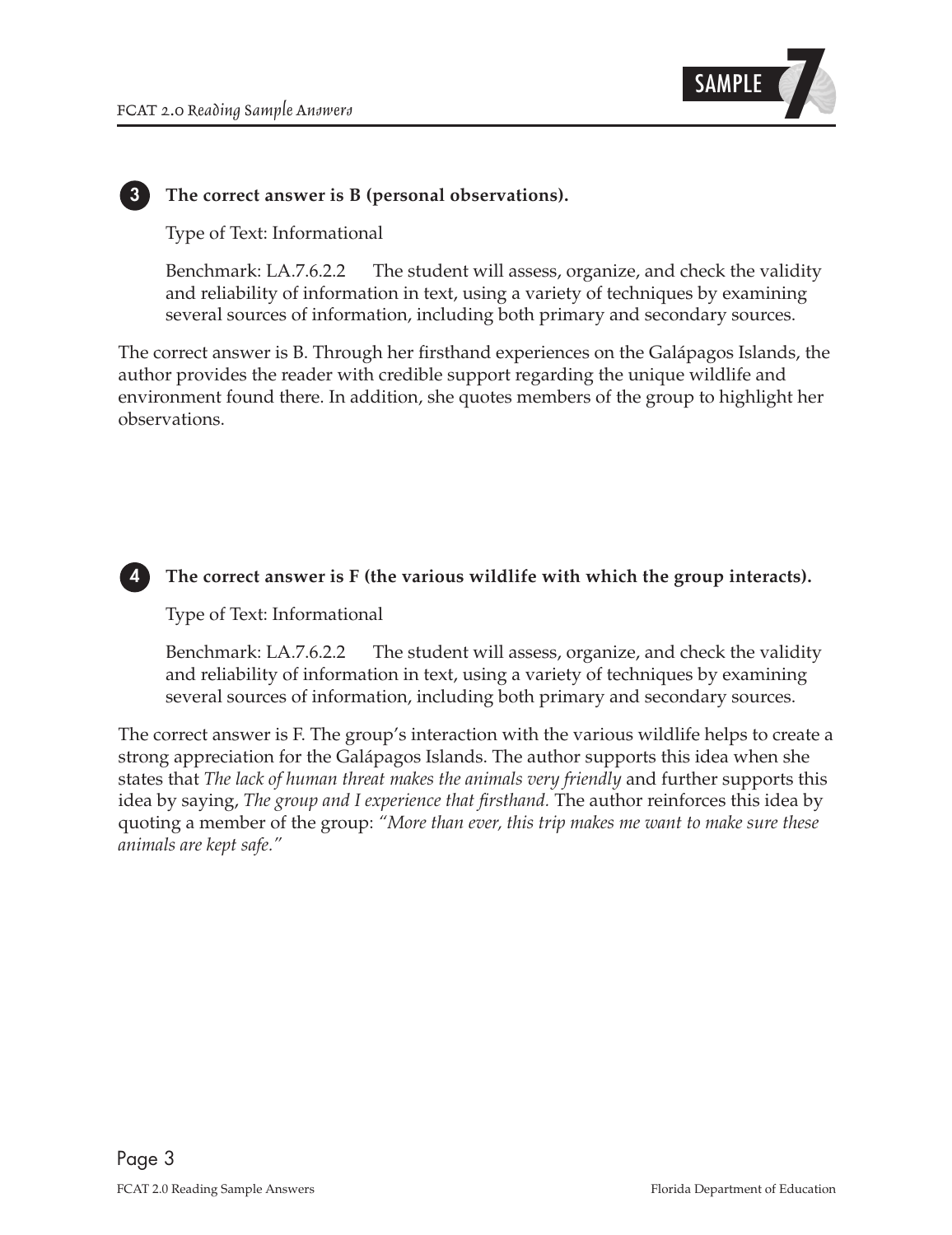**3** **The correct answer is B (personal observations).**

Type of Text: Informational

Benchmark: LA.7.6.2.2 The student will assess, organize, and check the validity and reliability of information in text, using a variety of techniques by examining several sources of information, including both primary and secondary sources.

The correct answer is B. Through her firsthand experiences on the Galápagos Islands, the author provides the reader with credible support regarding the unique wildlife and environment found there. In addition, she quotes members of the group to highlight her observations.

**4** **The correct answer is F (the various wildlife with which the group interacts).**

Type of Text: Informational

Benchmark: LA.7.6.2.2 The student will assess, organize, and check the validity and reliability of information in text, using a variety of techniques by examining several sources of information, including both primary and secondary sources.

The correct answer is F. The group's interaction with the various wildlife helps to create a strong appreciation for the Galápagos Islands. The author supports this idea when she states that *The lack of human threat makes the animals very friendly* and further supports this idea by saying, *The group and I experience that firsthand.* The author reinforces this idea by quoting a member of the group: *"More than ever, this trip makes me want to make sure these animals are kept safe."*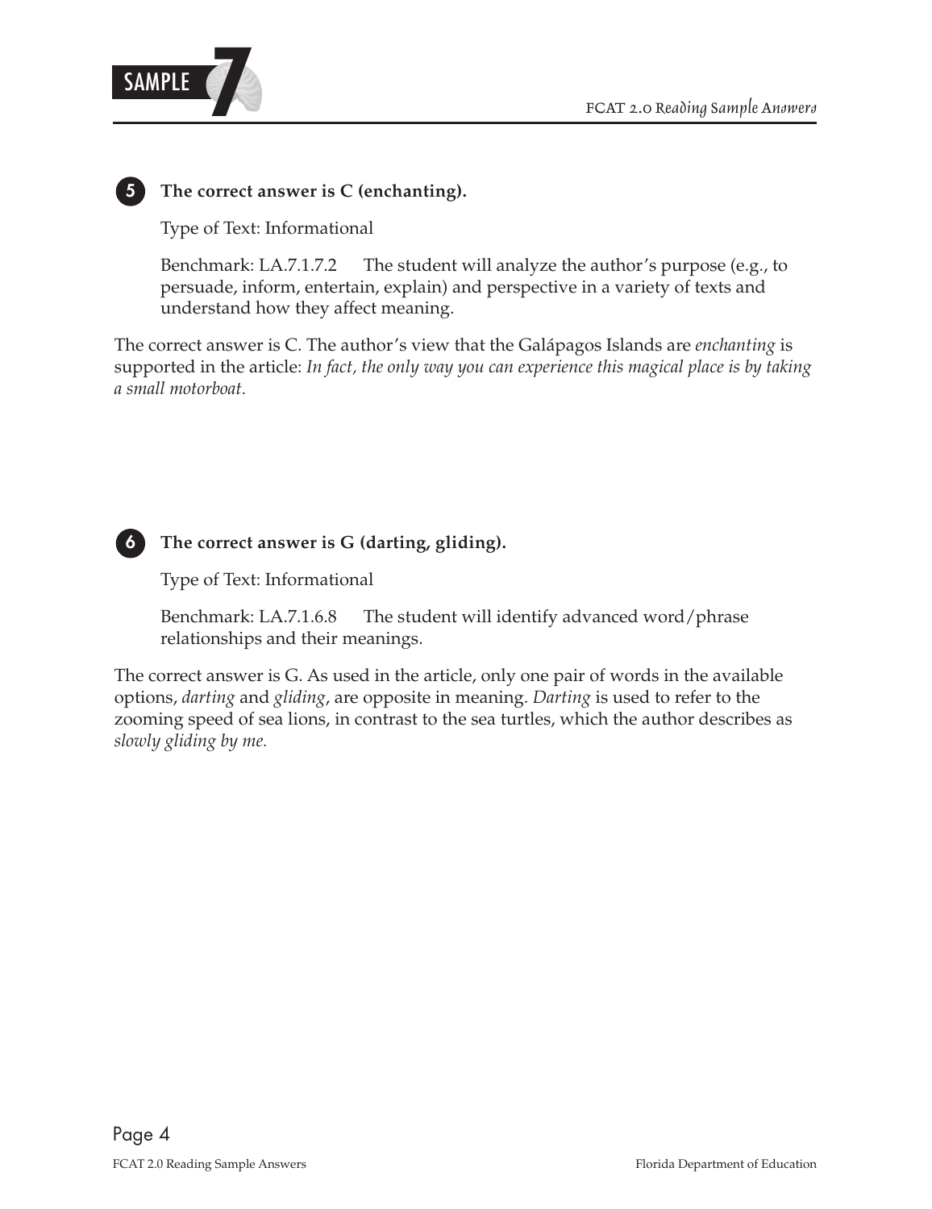**5** **The correct answer is C (enchanting).**

Type of Text: Informational

Benchmark: LA.7.1.7.2 The student will analyze the author's purpose (e.g., to persuade, inform, entertain, explain) and perspective in a variety of texts and understand how they affect meaning.

The correct answer is C. The author's view that the Galápagos Islands are *enchanting* is supported in the article: *In fact, the only way you can experience this magical place is by taking a small motorboat.*

**6** **The correct answer is G (darting, gliding).**

Type of Text: Informational

Benchmark: LA.7.1.6.8 The student will identify advanced word/phrase relationships and their meanings.

The correct answer is G. As used in the article, only one pair of words in the available options, *darting* and *gliding*, are opposite in meaning. *Darting* is used to refer to the zooming speed of sea lions, in contrast to the sea turtles, which the author describes as *slowly gliding by me.*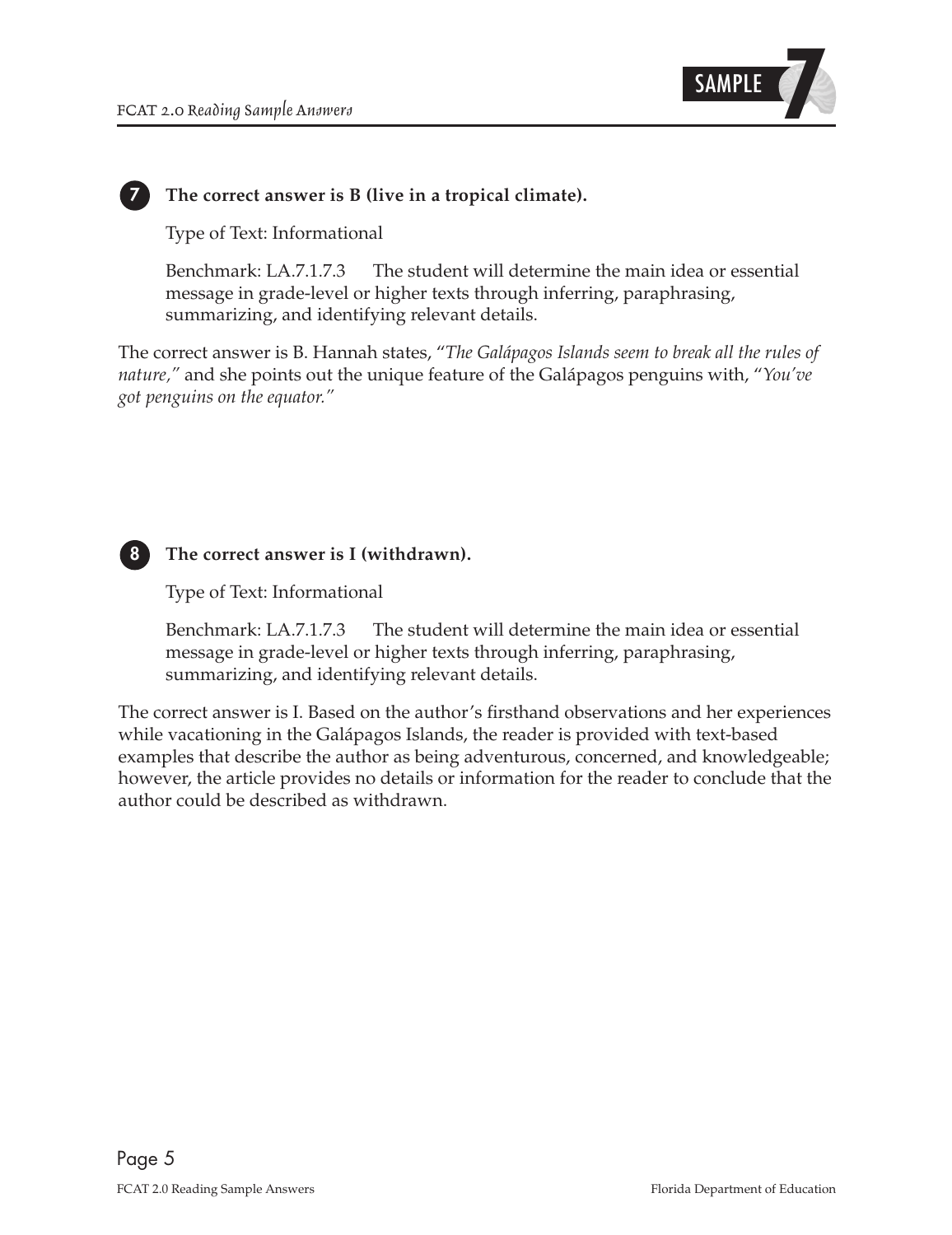**7** **The correct answer is B (live in a tropical climate).**

Type of Text: Informational

Benchmark: LA.7.1.7.3 The student will determine the main idea or essential message in grade-level or higher texts through inferring, paraphrasing, summarizing, and identifying relevant details.

The correct answer is B. Hannah states, "*The Galápagos Islands seem to break all the rules of nature,*" and she points out the unique feature of the Galápagos penguins with, "*You've got penguins on the equator.*"

**8** **The correct answer is I (withdrawn).**

Type of Text: Informational

Benchmark: LA.7.1.7.3 The student will determine the main idea or essential message in grade-level or higher texts through inferring, paraphrasing, summarizing, and identifying relevant details.

The correct answer is I. Based on the author's firsthand observations and her experiences while vacationing in the Galápagos Islands, the reader is provided with text-based examples that describe the author as being adventurous, concerned, and knowledgeable; however, the article provides no details or information for the reader to conclude that the author could be described as withdrawn.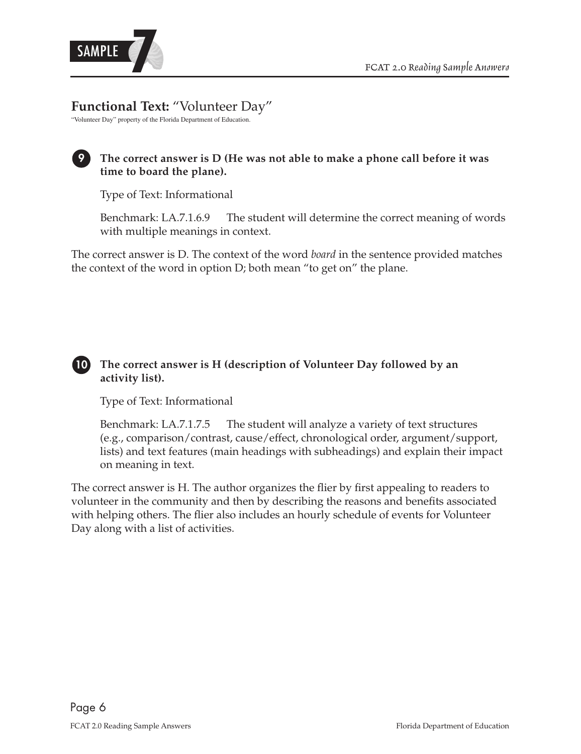## Functional Text: "Volunteer Day"

"Volunteer Day" property of the Florida Department of Education.

**9 The correct answer is D (He was not able to make a phone call before it was time to board the plane).**

Type of Text: Informational

Benchmark: LA.7.1.6.9 The student will determine the correct meaning of words with multiple meanings in context.

The correct answer is D. The context of the word *board* in the sentence provided matches the context of the word in option D; both mean "to get on" the plane.

**10 The correct answer is H (description of Volunteer Day followed by an activity list).**

Type of Text: Informational

Benchmark: LA.7.1.7.5 The student will analyze a variety of text structures (e.g., comparison/contrast, cause/effect, chronological order, argument/support, lists) and text features (main headings with subheadings) and explain their impact on meaning in text.

The correct answer is H. The author organizes the flier by first appealing to readers to volunteer in the community and then by describing the reasons and benefits associated with helping others. The flier also includes an hourly schedule of events for Volunteer Day along with a list of activities.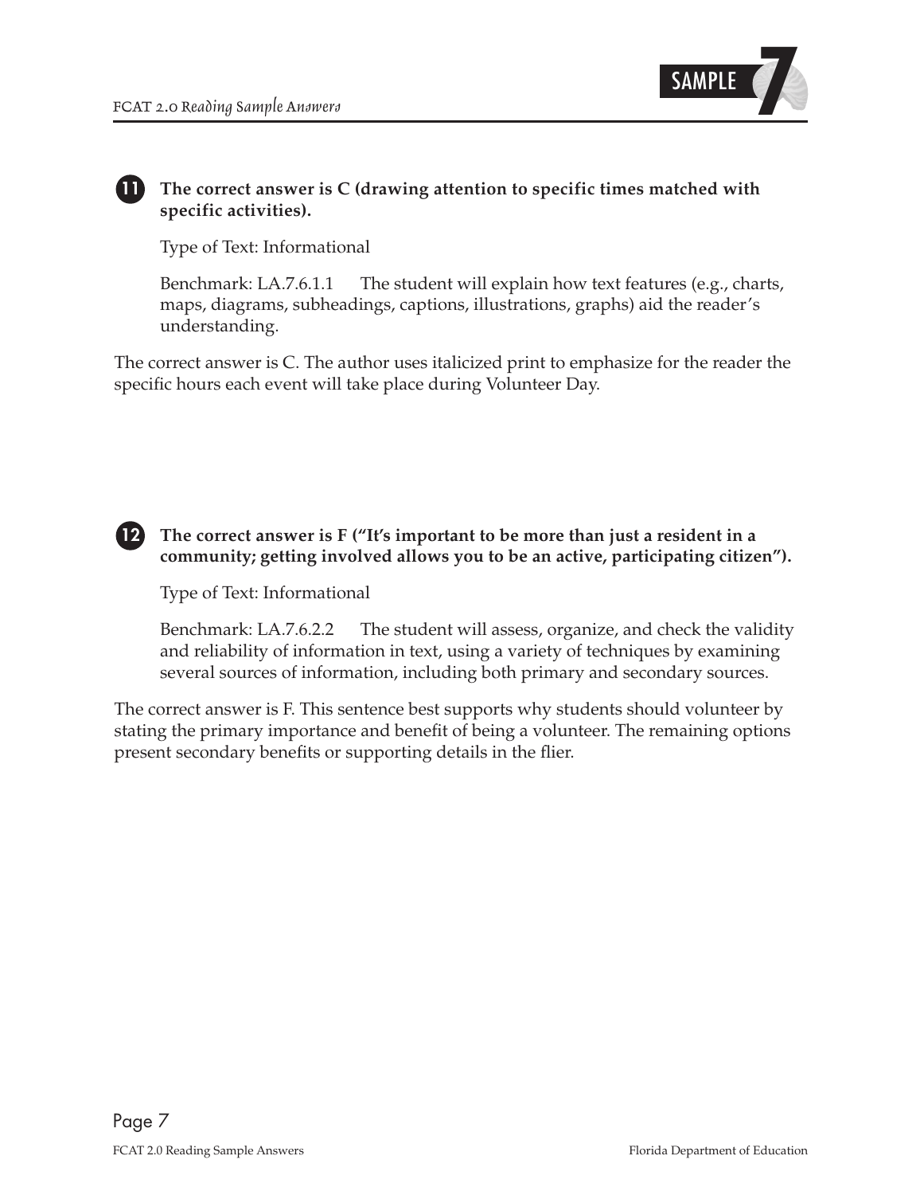**11** **The correct answer is C (drawing attention to specific times matched with specific activities).**

Type of Text: Informational

Benchmark: LA.7.6.1.1 The student will explain how text features (e.g., charts, maps, diagrams, subheadings, captions, illustrations, graphs) aid the reader's understanding.

The correct answer is C. The author uses italicized print to emphasize for the reader the specific hours each event will take place during Volunteer Day.

**12** **The correct answer is F ("It's important to be more than just a resident in a community; getting involved allows you to be an active, participating citizen").**

Type of Text: Informational

Benchmark: LA.7.6.2.2 The student will assess, organize, and check the validity and reliability of information in text, using a variety of techniques by examining several sources of information, including both primary and secondary sources.

The correct answer is F. This sentence best supports why students should volunteer by stating the primary importance and benefit of being a volunteer. The remaining options present secondary benefits or supporting details in the flier.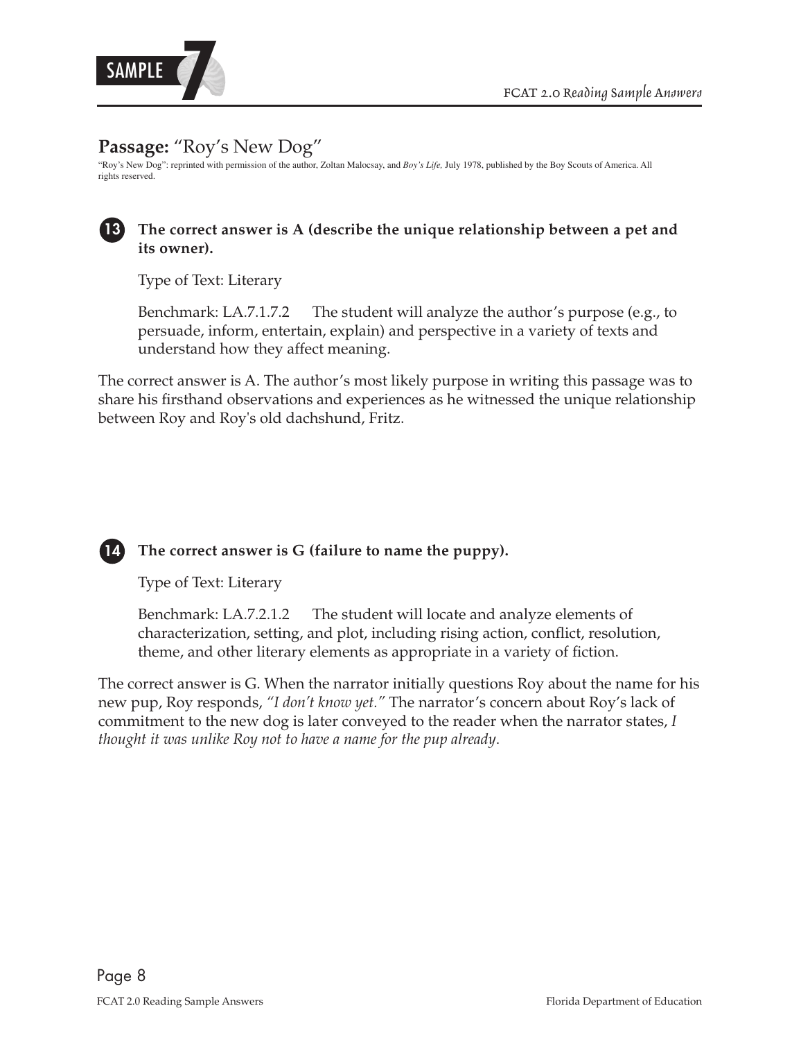## Passage: "Roy's New Dog"

"Roy's New Dog": reprinted with permission of the author, Zoltan Malocsay, and *Boy's Life,* July 1978, published by the Boy Scouts of America. All rights reserved.

**13 The correct answer is A (describe the unique relationship between a pet and its owner).**

Type of Text: Literary

Benchmark: LA.7.1.7.2 The student will analyze the author's purpose (e.g., to persuade, inform, entertain, explain) and perspective in a variety of texts and understand how they affect meaning.

The correct answer is A. The author's most likely purpose in writing this passage was to share his firsthand observations and experiences as he witnessed the unique relationship between Roy and Roy's old dachshund, Fritz.

**14 The correct answer is G (failure to name the puppy).**

Type of Text: Literary

Benchmark: LA.7.2.1.2 The student will locate and analyze elements of characterization, setting, and plot, including rising action, conflict, resolution, theme, and other literary elements as appropriate in a variety of fiction.

The correct answer is G. When the narrator initially questions Roy about the name for his new pup, Roy responds, *"I don't know yet."* The narrator's concern about Roy's lack of commitment to the new dog is later conveyed to the reader when the narrator states, *I thought it was unlike Roy not to have a name for the pup already*.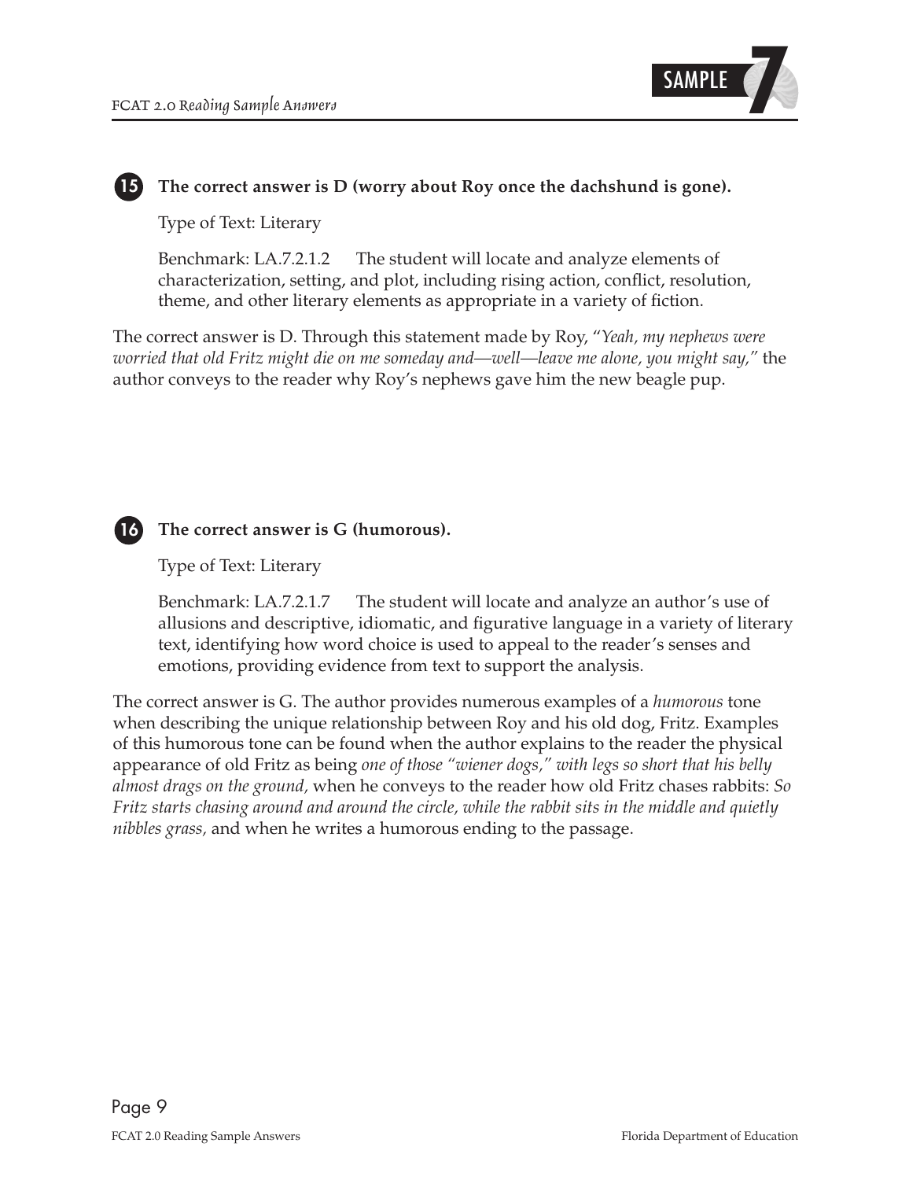**15 The correct answer is D (worry about Roy once the dachshund is gone).**

Type of Text: Literary

Benchmark: LA.7.2.1.2 The student will locate and analyze elements of characterization, setting, and plot, including rising action, conflict, resolution, theme, and other literary elements as appropriate in a variety of fiction.

The correct answer is D. Through this statement made by Roy, "*Yeah, my nephews were worried that old Fritz might die on me someday and—well—leave me alone, you might say,*" the author conveys to the reader why Roy's nephews gave him the new beagle pup.

**16 The correct answer is G (humorous).**

Type of Text: Literary

Benchmark: LA.7.2.1.7 The student will locate and analyze an author's use of allusions and descriptive, idiomatic, and figurative language in a variety of literary text, identifying how word choice is used to appeal to the reader's senses and emotions, providing evidence from text to support the analysis.

The correct answer is G. The author provides numerous examples of a *humorous* tone when describing the unique relationship between Roy and his old dog, Fritz. Examples of this humorous tone can be found when the author explains to the reader the physical appearance of old Fritz as being *one of those "wiener dogs," with legs so short that his belly almost drags on the ground,* when he conveys to the reader how old Fritz chases rabbits: *So Fritz starts chasing around and around the circle, while the rabbit sits in the middle and quietly nibbles grass,* and when he writes a humorous ending to the passage.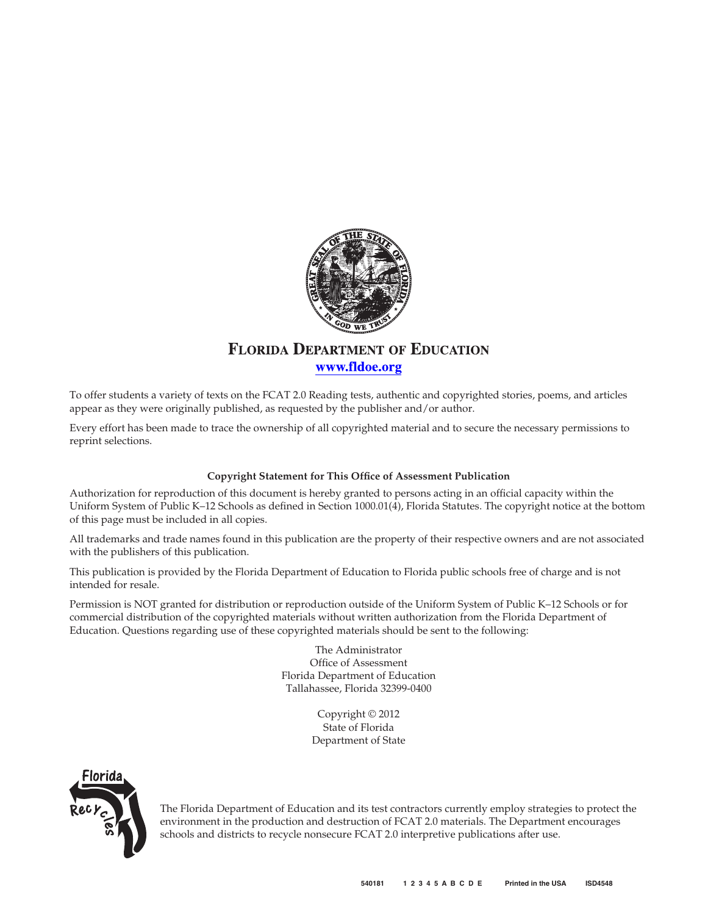# Florida Department of Education

www.fldoe.org

To offer students a variety of texts on the FCAT 2.0 Reading tests, authentic and copyrighted stories, poems, and articles appear as they were originally published, as requested by the publisher and/or author.

Every effort has been made to trace the ownership of all copyrighted material and to secure the necessary permissions to reprint selections.

**Copyright Statement for This Office of Assessment Publication**

Authorization for reproduction of this document is hereby granted to persons acting in an official capacity within the Uniform System of Public K–12 Schools as defined in Section 1000.01(4), Florida Statutes. The copyright notice at the bottom of this page must be included in all copies.

All trademarks and trade names found in this publication are the property of their respective owners and are not associated with the publishers of this publication.

This publication is provided by the Florida Department of Education to Florida public schools free of charge and is not intended for resale.

Permission is NOT granted for distribution or reproduction outside of the Uniform System of Public K–12 Schools or for commercial distribution of the copyrighted materials without written authorization from the Florida Department of Education. Questions regarding use of these copyrighted materials should be sent to the following:

The Administrator
Office of Assessment
Florida Department of Education
Tallahassee, Florida 32399-0400

Copyright © 2012
State of Florida
Department of State

Florida Recycles

The Florida Department of Education and its test contractors currently employ strategies to protect the environment in the production and destruction of FCAT 2.0 materials. The Department encourages schools and districts to recycle nonsecure FCAT 2.0 interpretive publications after use.

540181 1 2 3 4 5 A B C D E Printed in the USA ISD4548